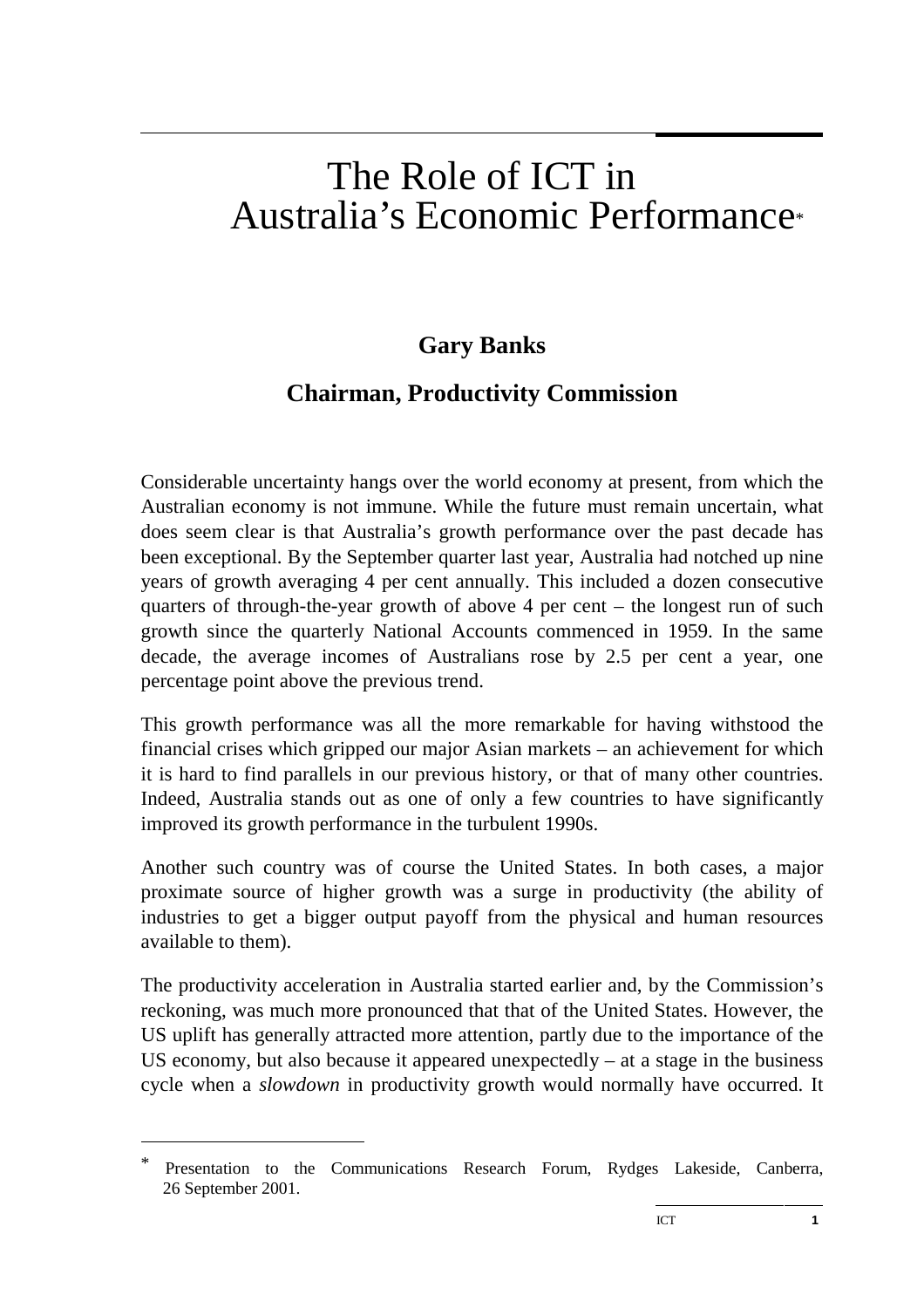# The Role of ICT in Australia's Economic Performance*

**Gary Banks**

**Chairman, Productivity Commission**

Considerable uncertainty hangs over the world economy at present, from which the Australian economy is not immune. While the future must remain uncertain, what does seem clear is that Australia's growth performance over the past decade has been exceptional. By the September quarter last year, Australia had notched up nine years of growth averaging 4 per cent annually. This included a dozen consecutive quarters of through-the-year growth of above 4 per cent – the longest run of such growth since the quarterly National Accounts commenced in 1959. In the same decade, the average incomes of Australians rose by 2.5 per cent a year, one percentage point above the previous trend.

This growth performance was all the more remarkable for having withstood the financial crises which gripped our major Asian markets – an achievement for which it is hard to find parallels in our previous history, or that of many other countries. Indeed, Australia stands out as one of only a few countries to have significantly improved its growth performance in the turbulent 1990s.

Another such country was of course the United States. In both cases, a major proximate source of higher growth was a surge in productivity (the ability of industries to get a bigger output payoff from the physical and human resources available to them).

The productivity acceleration in Australia started earlier and, by the Commission's reckoning, was much more pronounced that that of the United States. However, the US uplift has generally attracted more attention, partly due to the importance of the US economy, but also because it appeared unexpectedly – at a stage in the business cycle when a *slowdown* in productivity growth would normally have occurred. It

---

\* Presentation to the Communications Research Forum, Rydges Lakeside, Canberra, 26 September 2001.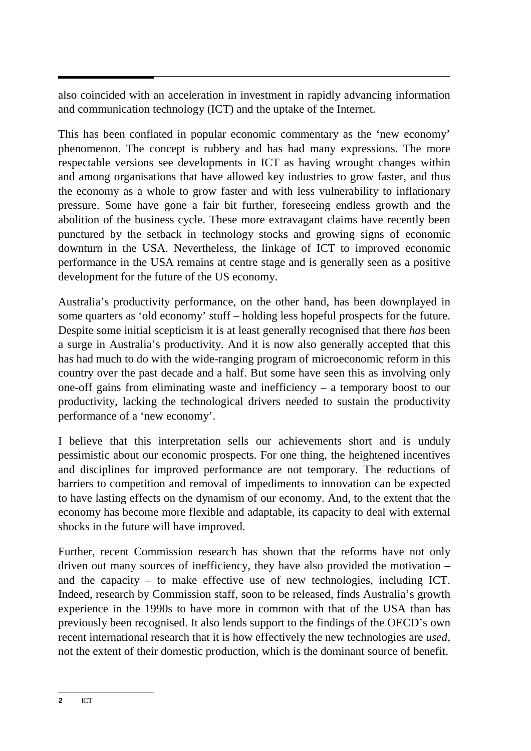also coincided with an acceleration in investment in rapidly advancing information and communication technology (ICT) and the uptake of the Internet.

This has been conflated in popular economic commentary as the 'new economy' phenomenon. The concept is rubbery and has had many expressions. The more respectable versions see developments in ICT as having wrought changes within and among organisations that have allowed key industries to grow faster, and thus the economy as a whole to grow faster and with less vulnerability to inflationary pressure. Some have gone a fair bit further, foreseeing endless growth and the abolition of the business cycle. These more extravagant claims have recently been punctured by the setback in technology stocks and growing signs of economic downturn in the USA. Nevertheless, the linkage of ICT to improved economic performance in the USA remains at centre stage and is generally seen as a positive development for the future of the US economy.

Australia's productivity performance, on the other hand, has been downplayed in some quarters as 'old economy' stuff – holding less hopeful prospects for the future. Despite some initial scepticism it is at least generally recognised that there *has* been a surge in Australia's productivity. And it is now also generally accepted that this has had much to do with the wide-ranging program of microeconomic reform in this country over the past decade and a half. But some have seen this as involving only one-off gains from eliminating waste and inefficiency – a temporary boost to our productivity, lacking the technological drivers needed to sustain the productivity performance of a 'new economy'.

I believe that this interpretation sells our achievements short and is unduly pessimistic about our economic prospects. For one thing, the heightened incentives and disciplines for improved performance are not temporary. The reductions of barriers to competition and removal of impediments to innovation can be expected to have lasting effects on the dynamism of our economy. And, to the extent that the economy has become more flexible and adaptable, its capacity to deal with external shocks in the future will have improved.

Further, recent Commission research has shown that the reforms have not only driven out many sources of inefficiency, they have also provided the motivation – and the capacity – to make effective use of new technologies, including ICT. Indeed, research by Commission staff, soon to be released, finds Australia's growth experience in the 1990s to have more in common with that of the USA than has previously been recognised. It also lends support to the findings of the OECD's own recent international research that it is how effectively the new technologies are *used*, not the extent of their domestic production, which is the dominant source of benefit.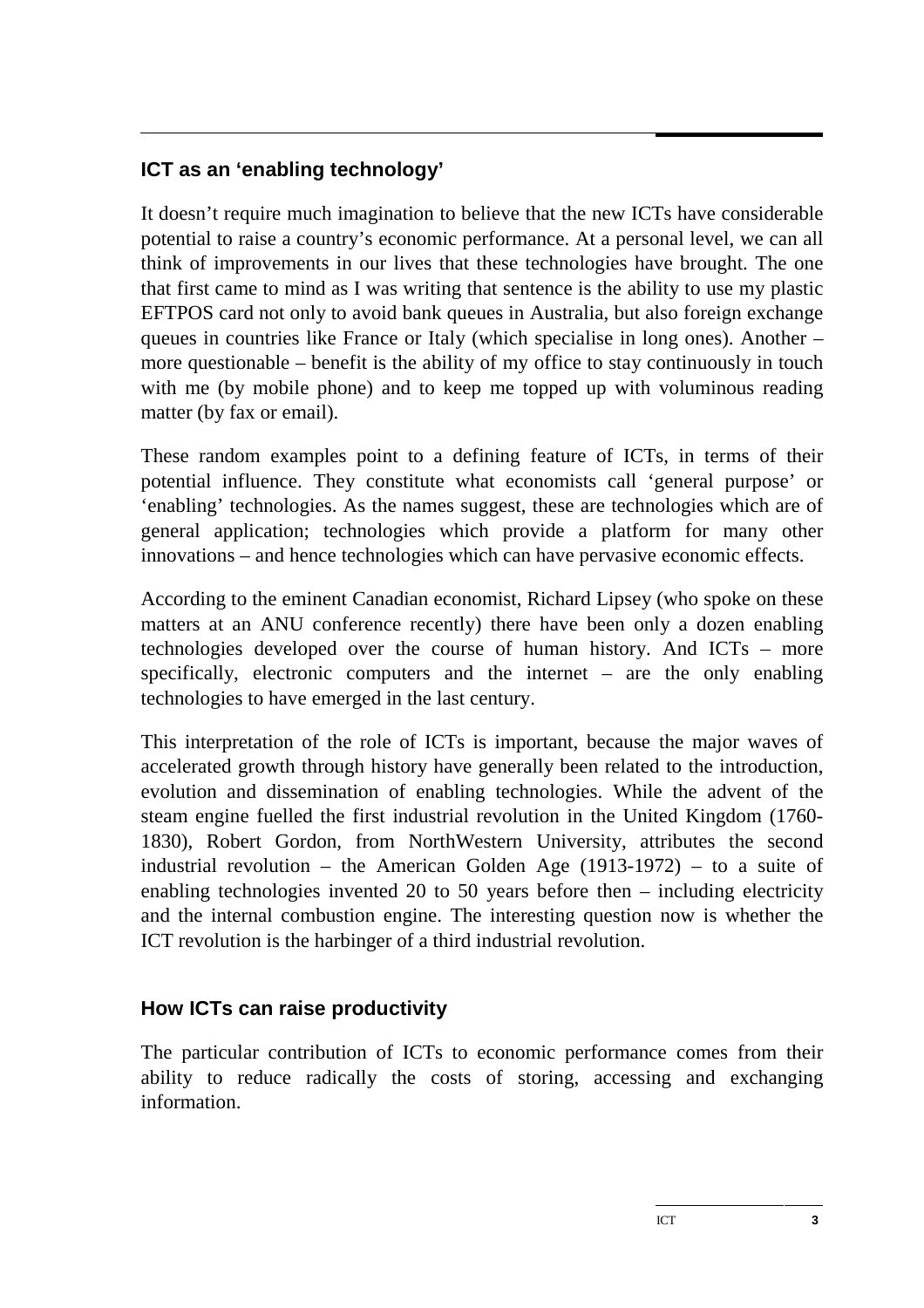## ICT as an 'enabling technology'

It doesn't require much imagination to believe that the new ICTs have considerable potential to raise a country's economic performance. At a personal level, we can all think of improvements in our lives that these technologies have brought. The one that first came to mind as I was writing that sentence is the ability to use my plastic EFTPOS card not only to avoid bank queues in Australia, but also foreign exchange queues in countries like France or Italy (which specialise in long ones). Another – more questionable – benefit is the ability of my office to stay continuously in touch with me (by mobile phone) and to keep me topped up with voluminous reading matter (by fax or email).

These random examples point to a defining feature of ICTs, in terms of their potential influence. They constitute what economists call 'general purpose' or 'enabling' technologies. As the names suggest, these are technologies which are of general application; technologies which provide a platform for many other innovations – and hence technologies which can have pervasive economic effects.

According to the eminent Canadian economist, Richard Lipsey (who spoke on these matters at an ANU conference recently) there have been only a dozen enabling technologies developed over the course of human history. And ICTs – more specifically, electronic computers and the internet – are the only enabling technologies to have emerged in the last century.

This interpretation of the role of ICTs is important, because the major waves of accelerated growth through history have generally been related to the introduction, evolution and dissemination of enabling technologies. While the advent of the steam engine fuelled the first industrial revolution in the United Kingdom (1760-1830), Robert Gordon, from NorthWestern University, attributes the second industrial revolution – the American Golden Age (1913-1972) – to a suite of enabling technologies invented 20 to 50 years before then – including electricity and the internal combustion engine. The interesting question now is whether the ICT revolution is the harbinger of a third industrial revolution.

## How ICTs can raise productivity

The particular contribution of ICTs to economic performance comes from their ability to reduce radically the costs of storing, accessing and exchanging information.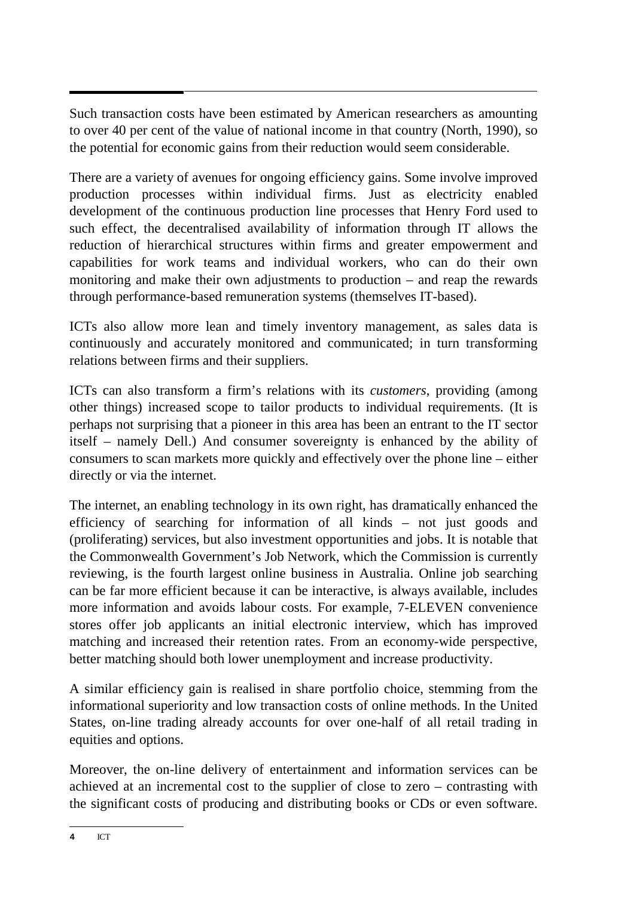Such transaction costs have been estimated by American researchers as amounting to over 40 per cent of the value of national income in that country (North, 1990), so the potential for economic gains from their reduction would seem considerable.

There are a variety of avenues for ongoing efficiency gains. Some involve improved production processes within individual firms. Just as electricity enabled development of the continuous production line processes that Henry Ford used to such effect, the decentralised availability of information through IT allows the reduction of hierarchical structures within firms and greater empowerment and capabilities for work teams and individual workers, who can do their own monitoring and make their own adjustments to production – and reap the rewards through performance-based remuneration systems (themselves IT-based).

ICTs also allow more lean and timely inventory management, as sales data is continuously and accurately monitored and communicated; in turn transforming relations between firms and their suppliers.

ICTs can also transform a firm's relations with its *customers*, providing (among other things) increased scope to tailor products to individual requirements. (It is perhaps not surprising that a pioneer in this area has been an entrant to the IT sector itself – namely Dell.) And consumer sovereignty is enhanced by the ability of consumers to scan markets more quickly and effectively over the phone line – either directly or via the internet.

The internet, an enabling technology in its own right, has dramatically enhanced the efficiency of searching for information of all kinds – not just goods and (proliferating) services, but also investment opportunities and jobs. It is notable that the Commonwealth Government's Job Network, which the Commission is currently reviewing, is the fourth largest online business in Australia. Online job searching can be far more efficient because it can be interactive, is always available, includes more information and avoids labour costs. For example, 7-ELEVEN convenience stores offer job applicants an initial electronic interview, which has improved matching and increased their retention rates. From an economy-wide perspective, better matching should both lower unemployment and increase productivity.

A similar efficiency gain is realised in share portfolio choice, stemming from the informational superiority and low transaction costs of online methods. In the United States, on-line trading already accounts for over one-half of all retail trading in equities and options.

Moreover, the on-line delivery of entertainment and information services can be achieved at an incremental cost to the supplier of close to zero – contrasting with the significant costs of producing and distributing books or CDs or even software.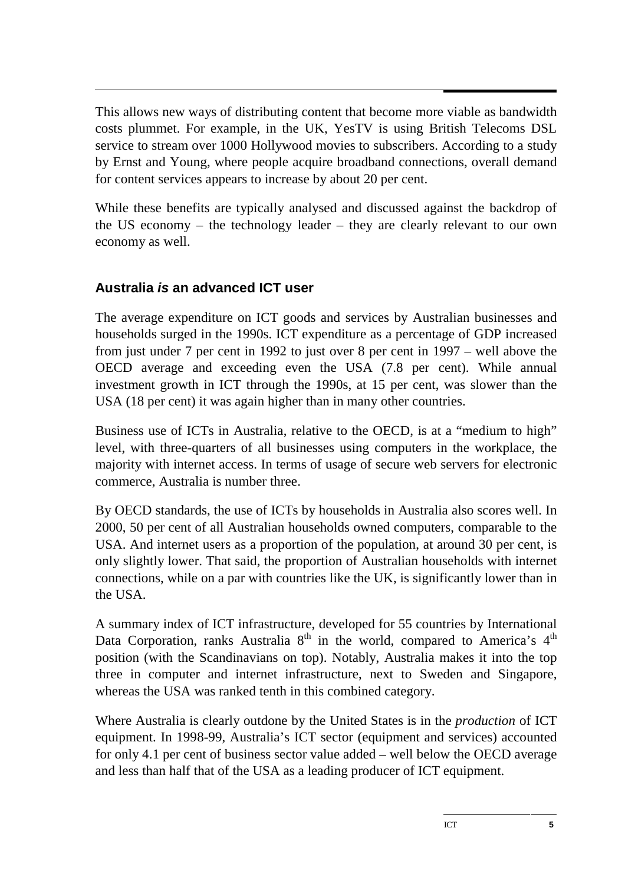This allows new ways of distributing content that become more viable as bandwidth costs plummet. For example, in the UK, YesTV is using British Telecoms DSL service to stream over 1000 Hollywood movies to subscribers. According to a study by Ernst and Young, where people acquire broadband connections, overall demand for content services appears to increase by about 20 per cent.

While these benefits are typically analysed and discussed against the backdrop of the US economy – the technology leader – they are clearly relevant to our own economy as well.

## Australia *is* an advanced ICT user

The average expenditure on ICT goods and services by Australian businesses and households surged in the 1990s. ICT expenditure as a percentage of GDP increased from just under 7 per cent in 1992 to just over 8 per cent in 1997 – well above the OECD average and exceeding even the USA (7.8 per cent). While annual investment growth in ICT through the 1990s, at 15 per cent, was slower than the USA (18 per cent) it was again higher than in many other countries.

Business use of ICTs in Australia, relative to the OECD, is at a "medium to high" level, with three-quarters of all businesses using computers in the workplace, the majority with internet access. In terms of usage of secure web servers for electronic commerce, Australia is number three.

By OECD standards, the use of ICTs by households in Australia also scores well. In 2000, 50 per cent of all Australian households owned computers, comparable to the USA. And internet users as a proportion of the population, at around 30 per cent, is only slightly lower. That said, the proportion of Australian households with internet connections, while on a par with countries like the UK, is significantly lower than in the USA.

A summary index of ICT infrastructure, developed for 55 countries by International Data Corporation, ranks Australia 8th in the world, compared to America's 4th position (with the Scandinavians on top). Notably, Australia makes it into the top three in computer and internet infrastructure, next to Sweden and Singapore, whereas the USA was ranked tenth in this combined category.

Where Australia is clearly outdone by the United States is in the *production* of ICT equipment. In 1998-99, Australia's ICT sector (equipment and services) accounted for only 4.1 per cent of business sector value added – well below the OECD average and less than half that of the USA as a leading producer of ICT equipment.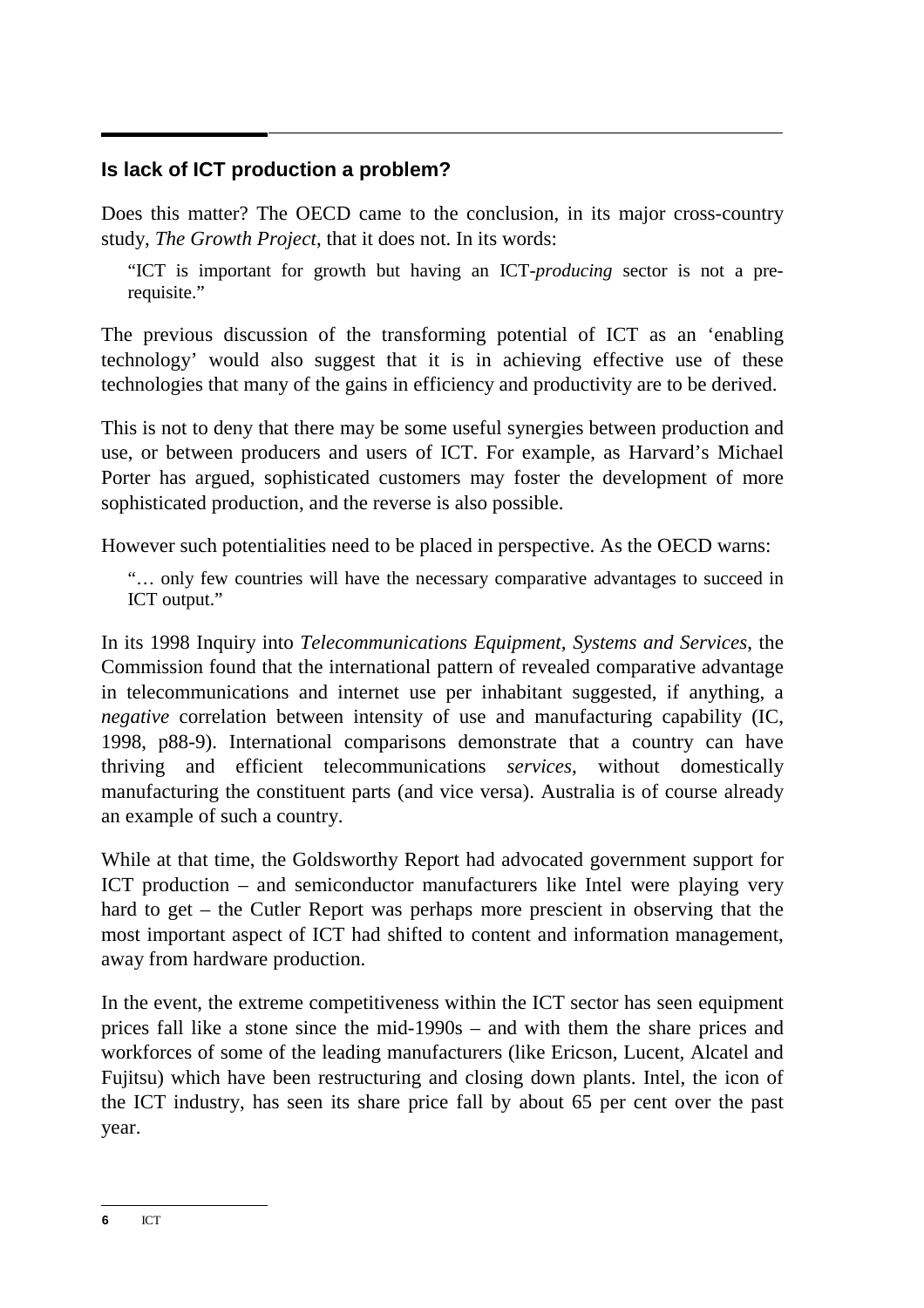## Is lack of ICT production a problem?

Does this matter? The OECD came to the conclusion, in its major cross-country study, *The Growth Project*, that it does not. In its words:

> "ICT is important for growth but having an ICT-*producing* sector is not a pre-requisite."

The previous discussion of the transforming potential of ICT as an 'enabling technology' would also suggest that it is in achieving effective use of these technologies that many of the gains in efficiency and productivity are to be derived.

This is not to deny that there may be some useful synergies between production and use, or between producers and users of ICT. For example, as Harvard's Michael Porter has argued, sophisticated customers may foster the development of more sophisticated production, and the reverse is also possible.

However such potentialities need to be placed in perspective. As the OECD warns:

> "… only few countries will have the necessary comparative advantages to succeed in ICT output."

In its 1998 Inquiry into *Telecommunications Equipment, Systems and Services*, the Commission found that the international pattern of revealed comparative advantage in telecommunications and internet use per inhabitant suggested, if anything, a *negative* correlation between intensity of use and manufacturing capability (IC, 1998, p88-9). International comparisons demonstrate that a country can have thriving and efficient telecommunications *services*, without domestically manufacturing the constituent parts (and vice versa). Australia is of course already an example of such a country.

While at that time, the Goldsworthy Report had advocated government support for ICT production – and semiconductor manufacturers like Intel were playing very hard to get – the Cutler Report was perhaps more prescient in observing that the most important aspect of ICT had shifted to content and information management, away from hardware production.

In the event, the extreme competitiveness within the ICT sector has seen equipment prices fall like a stone since the mid-1990s – and with them the share prices and workforces of some of the leading manufacturers (like Ericson, Lucent, Alcatel and Fujitsu) which have been restructuring and closing down plants. Intel, the icon of the ICT industry, has seen its share price fall by about 65 per cent over the past year.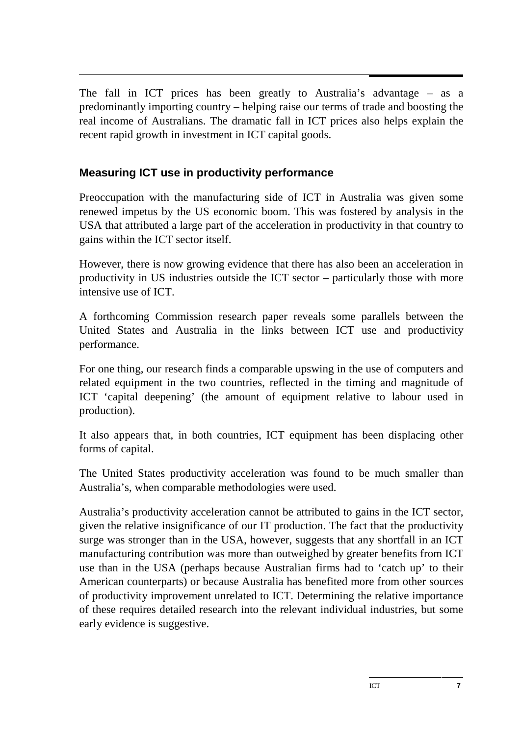The fall in ICT prices has been greatly to Australia's advantage – as a predominantly importing country – helping raise our terms of trade and boosting the real income of Australians. The dramatic fall in ICT prices also helps explain the recent rapid growth in investment in ICT capital goods.

## Measuring ICT use in productivity performance

Preoccupation with the manufacturing side of ICT in Australia was given some renewed impetus by the US economic boom. This was fostered by analysis in the USA that attributed a large part of the acceleration in productivity in that country to gains within the ICT sector itself.

However, there is now growing evidence that there has also been an acceleration in productivity in US industries outside the ICT sector – particularly those with more intensive use of ICT.

A forthcoming Commission research paper reveals some parallels between the United States and Australia in the links between ICT use and productivity performance.

For one thing, our research finds a comparable upswing in the use of computers and related equipment in the two countries, reflected in the timing and magnitude of ICT 'capital deepening' (the amount of equipment relative to labour used in production).

It also appears that, in both countries, ICT equipment has been displacing other forms of capital.

The United States productivity acceleration was found to be much smaller than Australia's, when comparable methodologies were used.

Australia's productivity acceleration cannot be attributed to gains in the ICT sector, given the relative insignificance of our IT production. The fact that the productivity surge was stronger than in the USA, however, suggests that any shortfall in an ICT manufacturing contribution was more than outweighed by greater benefits from ICT use than in the USA (perhaps because Australian firms had to 'catch up' to their American counterparts) or because Australia has benefited more from other sources of productivity improvement unrelated to ICT. Determining the relative importance of these requires detailed research into the relevant individual industries, but some early evidence is suggestive.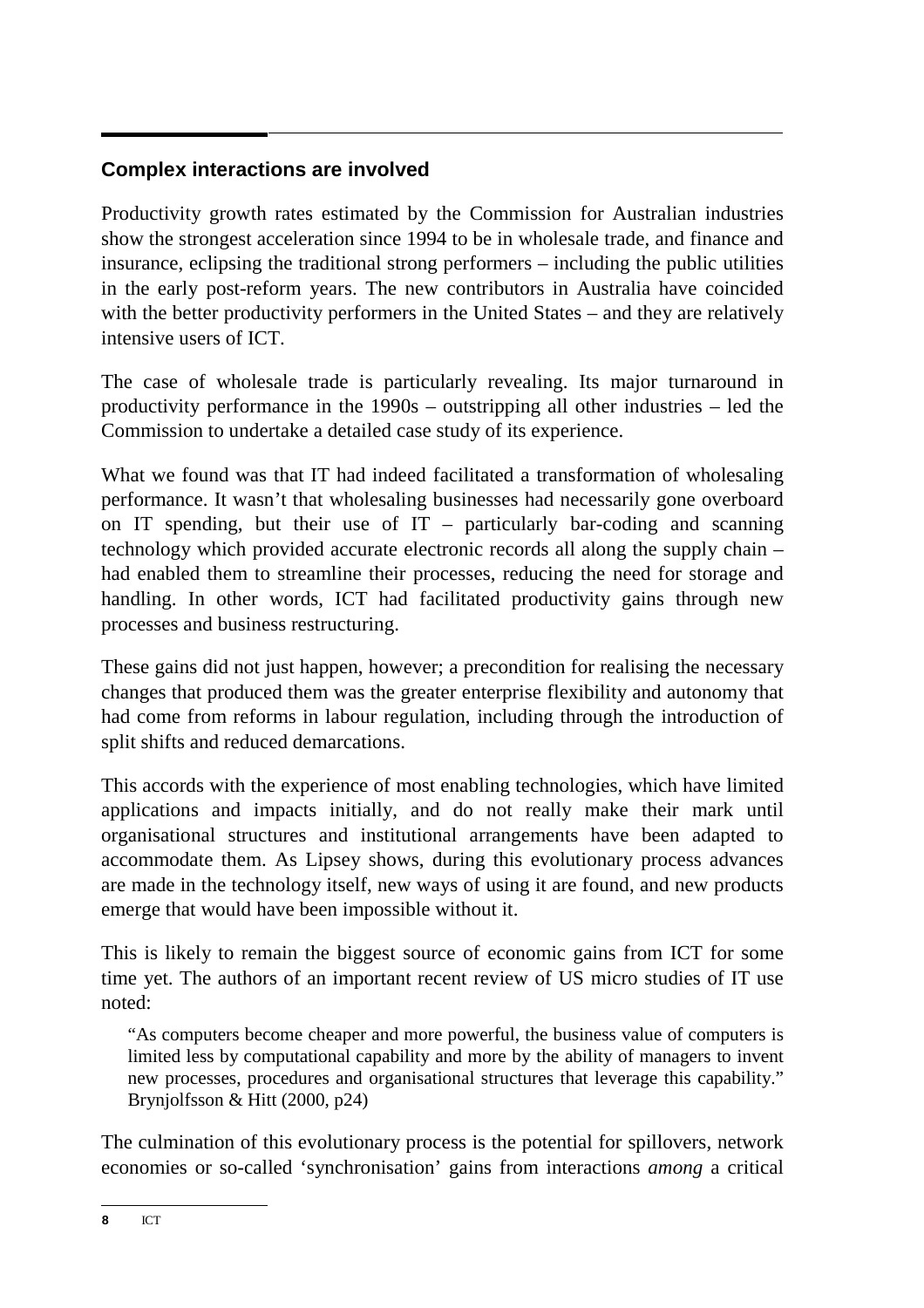## Complex interactions are involved

Productivity growth rates estimated by the Commission for Australian industries show the strongest acceleration since 1994 to be in wholesale trade, and finance and insurance, eclipsing the traditional strong performers – including the public utilities in the early post-reform years. The new contributors in Australia have coincided with the better productivity performers in the United States – and they are relatively intensive users of ICT.

The case of wholesale trade is particularly revealing. Its major turnaround in productivity performance in the 1990s – outstripping all other industries – led the Commission to undertake a detailed case study of its experience.

What we found was that IT had indeed facilitated a transformation of wholesaling performance. It wasn't that wholesaling businesses had necessarily gone overboard on IT spending, but their use of IT – particularly bar-coding and scanning technology which provided accurate electronic records all along the supply chain – had enabled them to streamline their processes, reducing the need for storage and handling. In other words, ICT had facilitated productivity gains through new processes and business restructuring.

These gains did not just happen, however; a precondition for realising the necessary changes that produced them was the greater enterprise flexibility and autonomy that had come from reforms in labour regulation, including through the introduction of split shifts and reduced demarcations.

This accords with the experience of most enabling technologies, which have limited applications and impacts initially, and do not really make their mark until organisational structures and institutional arrangements have been adapted to accommodate them. As Lipsey shows, during this evolutionary process advances are made in the technology itself, new ways of using it are found, and new products emerge that would have been impossible without it.

This is likely to remain the biggest source of economic gains from ICT for some time yet. The authors of an important recent review of US micro studies of IT use noted:

> "As computers become cheaper and more powerful, the business value of computers is limited less by computational capability and more by the ability of managers to invent new processes, procedures and organisational structures that leverage this capability." Brynjolfsson & Hitt (2000, p24)

The culmination of this evolutionary process is the potential for spillovers, network economies or so-called 'synchronisation' gains from interactions *among* a critical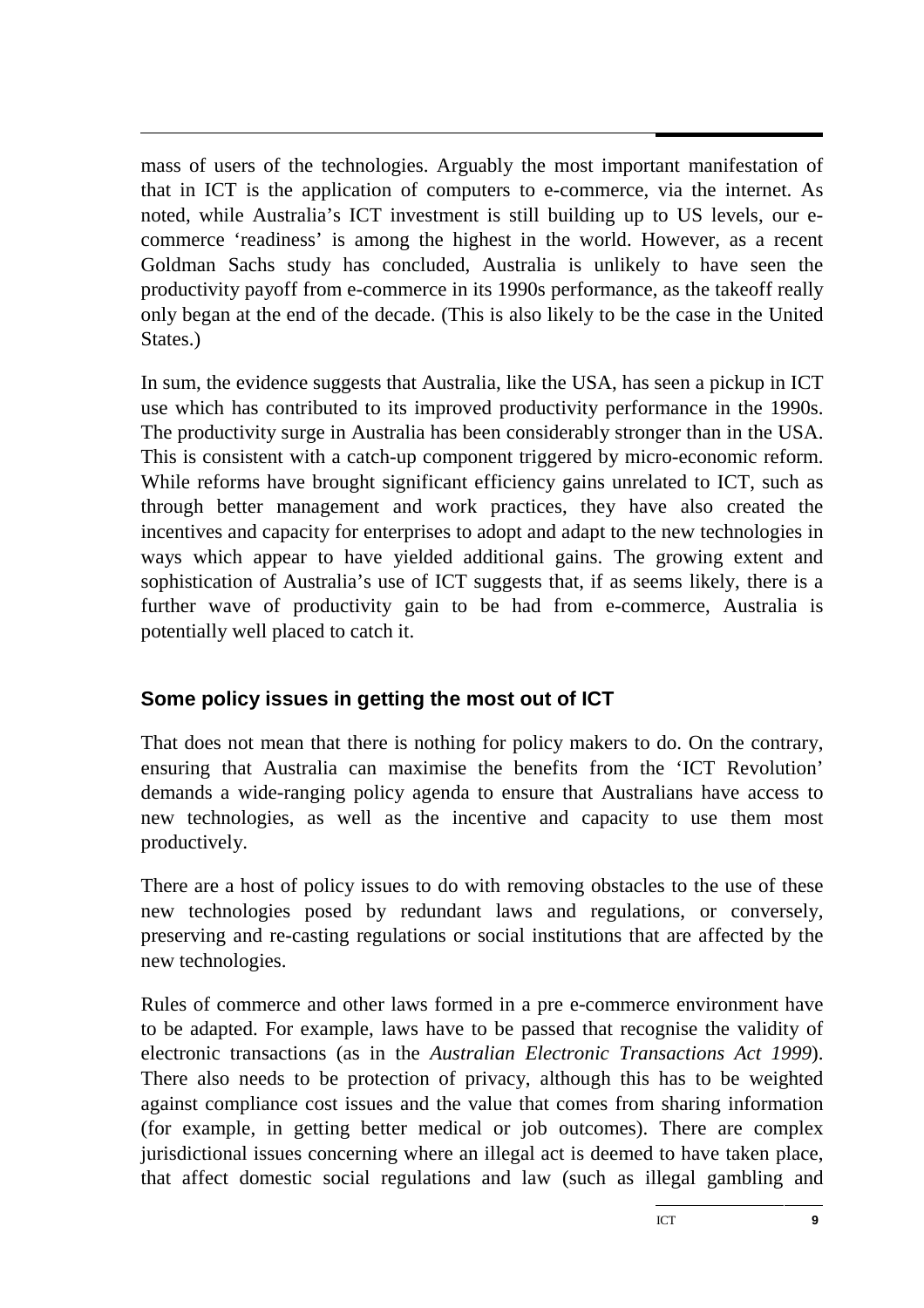mass of users of the technologies. Arguably the most important manifestation of that in ICT is the application of computers to e-commerce, via the internet. As noted, while Australia's ICT investment is still building up to US levels, our e-commerce 'readiness' is among the highest in the world. However, as a recent Goldman Sachs study has concluded, Australia is unlikely to have seen the productivity payoff from e-commerce in its 1990s performance, as the takeoff really only began at the end of the decade. (This is also likely to be the case in the United States.)

In sum, the evidence suggests that Australia, like the USA, has seen a pickup in ICT use which has contributed to its improved productivity performance in the 1990s. The productivity surge in Australia has been considerably stronger than in the USA. This is consistent with a catch-up component triggered by micro-economic reform. While reforms have brought significant efficiency gains unrelated to ICT, such as through better management and work practices, they have also created the incentives and capacity for enterprises to adopt and adapt to the new technologies in ways which appear to have yielded additional gains. The growing extent and sophistication of Australia's use of ICT suggests that, if as seems likely, there is a further wave of productivity gain to be had from e-commerce, Australia is potentially well placed to catch it.

## Some policy issues in getting the most out of ICT

That does not mean that there is nothing for policy makers to do. On the contrary, ensuring that Australia can maximise the benefits from the 'ICT Revolution' demands a wide-ranging policy agenda to ensure that Australians have access to new technologies, as well as the incentive and capacity to use them most productively.

There are a host of policy issues to do with removing obstacles to the use of these new technologies posed by redundant laws and regulations, or conversely, preserving and re-casting regulations or social institutions that are affected by the new technologies.

Rules of commerce and other laws formed in a pre e-commerce environment have to be adapted. For example, laws have to be passed that recognise the validity of electronic transactions (as in the *Australian Electronic Transactions Act 1999*). There also needs to be protection of privacy, although this has to be weighted against compliance cost issues and the value that comes from sharing information (for example, in getting better medical or job outcomes). There are complex jurisdictional issues concerning where an illegal act is deemed to have taken place, that affect domestic social regulations and law (such as illegal gambling and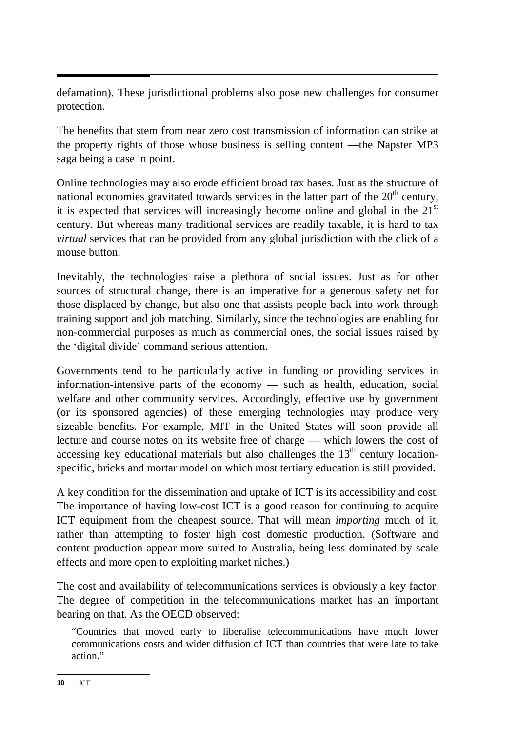defamation). These jurisdictional problems also pose new challenges for consumer protection.

The benefits that stem from near zero cost transmission of information can strike at the property rights of those whose business is selling content —the Napster MP3 saga being a case in point.

Online technologies may also erode efficient broad tax bases. Just as the structure of national economies gravitated towards services in the latter part of the 20th century, it is expected that services will increasingly become online and global in the 21st century. But whereas many traditional services are readily taxable, it is hard to tax *virtual* services that can be provided from any global jurisdiction with the click of a mouse button.

Inevitably, the technologies raise a plethora of social issues. Just as for other sources of structural change, there is an imperative for a generous safety net for those displaced by change, but also one that assists people back into work through training support and job matching. Similarly, since the technologies are enabling for non-commercial purposes as much as commercial ones, the social issues raised by the 'digital divide' command serious attention.

Governments tend to be particularly active in funding or providing services in information-intensive parts of the economy — such as health, education, social welfare and other community services. Accordingly, effective use by government (or its sponsored agencies) of these emerging technologies may produce very sizeable benefits. For example, MIT in the United States will soon provide all lecture and course notes on its website free of charge — which lowers the cost of accessing key educational materials but also challenges the 13th century location-specific, bricks and mortar model on which most tertiary education is still provided.

A key condition for the dissemination and uptake of ICT is its accessibility and cost. The importance of having low-cost ICT is a good reason for continuing to acquire ICT equipment from the cheapest source. That will mean *importing* much of it, rather than attempting to foster high cost domestic production. (Software and content production appear more suited to Australia, being less dominated by scale effects and more open to exploiting market niches.)

The cost and availability of telecommunications services is obviously a key factor. The degree of competition in the telecommunications market has an important bearing on that. As the OECD observed:

> "Countries that moved early to liberalise telecommunications have much lower communications costs and wider diffusion of ICT than countries that were late to take action."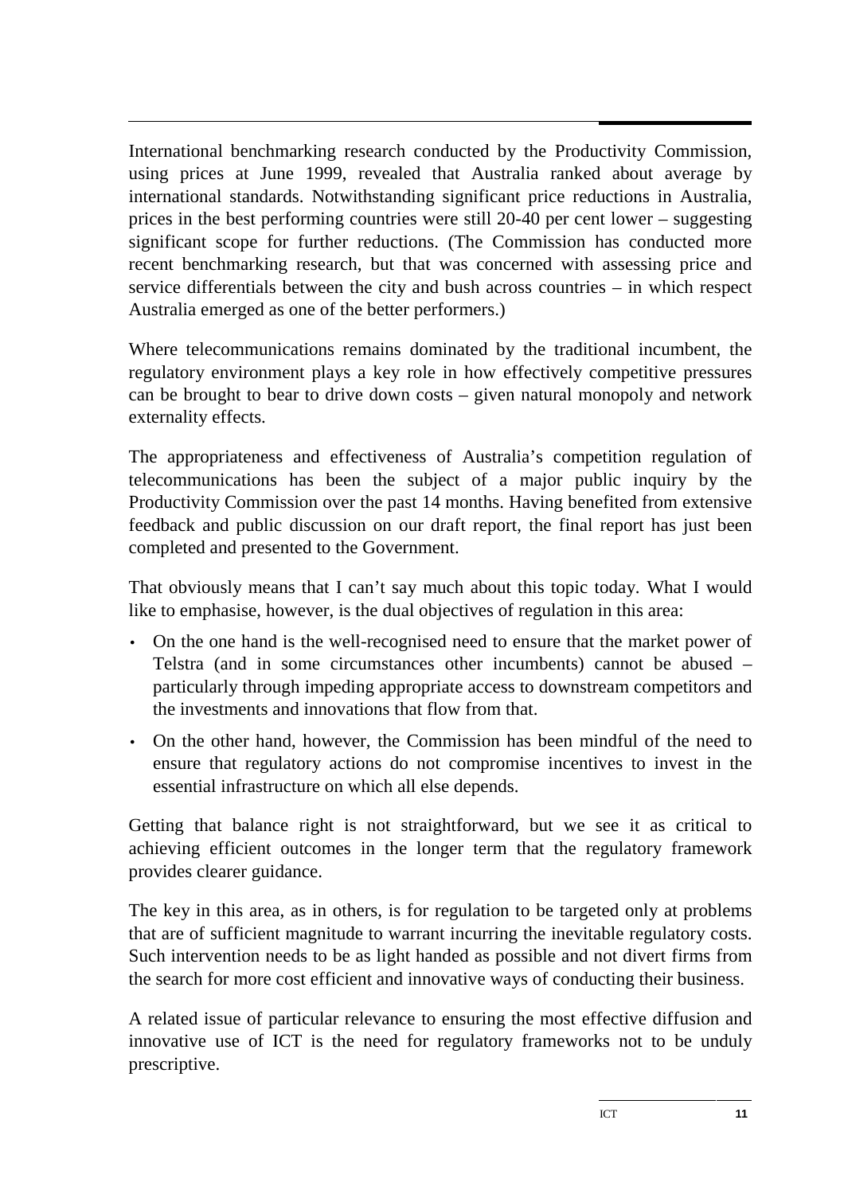International benchmarking research conducted by the Productivity Commission, using prices at June 1999, revealed that Australia ranked about average by international standards. Notwithstanding significant price reductions in Australia, prices in the best performing countries were still 20-40 per cent lower – suggesting significant scope for further reductions. (The Commission has conducted more recent benchmarking research, but that was concerned with assessing price and service differentials between the city and bush across countries – in which respect Australia emerged as one of the better performers.)

Where telecommunications remains dominated by the traditional incumbent, the regulatory environment plays a key role in how effectively competitive pressures can be brought to bear to drive down costs – given natural monopoly and network externality effects.

The appropriateness and effectiveness of Australia's competition regulation of telecommunications has been the subject of a major public inquiry by the Productivity Commission over the past 14 months. Having benefited from extensive feedback and public discussion on our draft report, the final report has just been completed and presented to the Government.

That obviously means that I can't say much about this topic today. What I would like to emphasise, however, is the dual objectives of regulation in this area:

- On the one hand is the well-recognised need to ensure that the market power of Telstra (and in some circumstances other incumbents) cannot be abused – particularly through impeding appropriate access to downstream competitors and the investments and innovations that flow from that.
- On the other hand, however, the Commission has been mindful of the need to ensure that regulatory actions do not compromise incentives to invest in the essential infrastructure on which all else depends.

Getting that balance right is not straightforward, but we see it as critical to achieving efficient outcomes in the longer term that the regulatory framework provides clearer guidance.

The key in this area, as in others, is for regulation to be targeted only at problems that are of sufficient magnitude to warrant incurring the inevitable regulatory costs. Such intervention needs to be as light handed as possible and not divert firms from the search for more cost efficient and innovative ways of conducting their business.

A related issue of particular relevance to ensuring the most effective diffusion and innovative use of ICT is the need for regulatory frameworks not to be unduly prescriptive.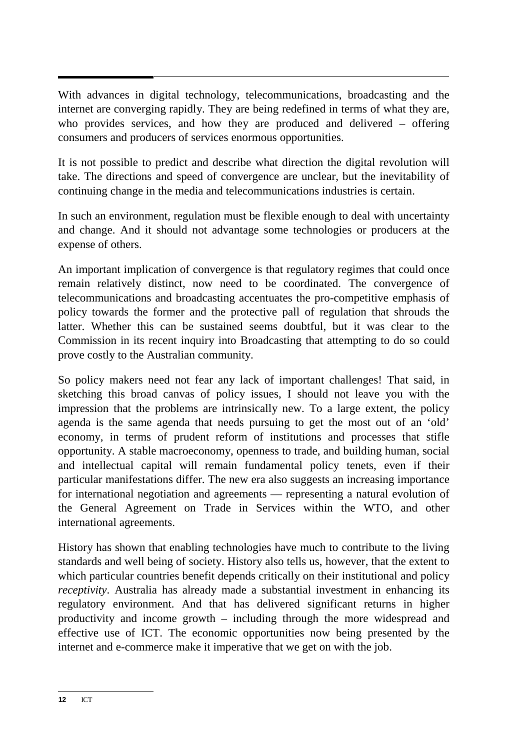With advances in digital technology, telecommunications, broadcasting and the internet are converging rapidly. They are being redefined in terms of what they are, who provides services, and how they are produced and delivered – offering consumers and producers of services enormous opportunities.

It is not possible to predict and describe what direction the digital revolution will take. The directions and speed of convergence are unclear, but the inevitability of continuing change in the media and telecommunications industries is certain.

In such an environment, regulation must be flexible enough to deal with uncertainty and change. And it should not advantage some technologies or producers at the expense of others.

An important implication of convergence is that regulatory regimes that could once remain relatively distinct, now need to be coordinated. The convergence of telecommunications and broadcasting accentuates the pro-competitive emphasis of policy towards the former and the protective pall of regulation that shrouds the latter. Whether this can be sustained seems doubtful, but it was clear to the Commission in its recent inquiry into Broadcasting that attempting to do so could prove costly to the Australian community.

So policy makers need not fear any lack of important challenges! That said, in sketching this broad canvas of policy issues, I should not leave you with the impression that the problems are intrinsically new. To a large extent, the policy agenda is the same agenda that needs pursuing to get the most out of an 'old' economy, in terms of prudent reform of institutions and processes that stifle opportunity. A stable macroeconomy, openness to trade, and building human, social and intellectual capital will remain fundamental policy tenets, even if their particular manifestations differ. The new era also suggests an increasing importance for international negotiation and agreements — representing a natural evolution of the General Agreement on Trade in Services within the WTO, and other international agreements.

History has shown that enabling technologies have much to contribute to the living standards and well being of society. History also tells us, however, that the extent to which particular countries benefit depends critically on their institutional and policy *receptivity*. Australia has already made a substantial investment in enhancing its regulatory environment. And that has delivered significant returns in higher productivity and income growth – including through the more widespread and effective use of ICT. The economic opportunities now being presented by the internet and e-commerce make it imperative that we get on with the job.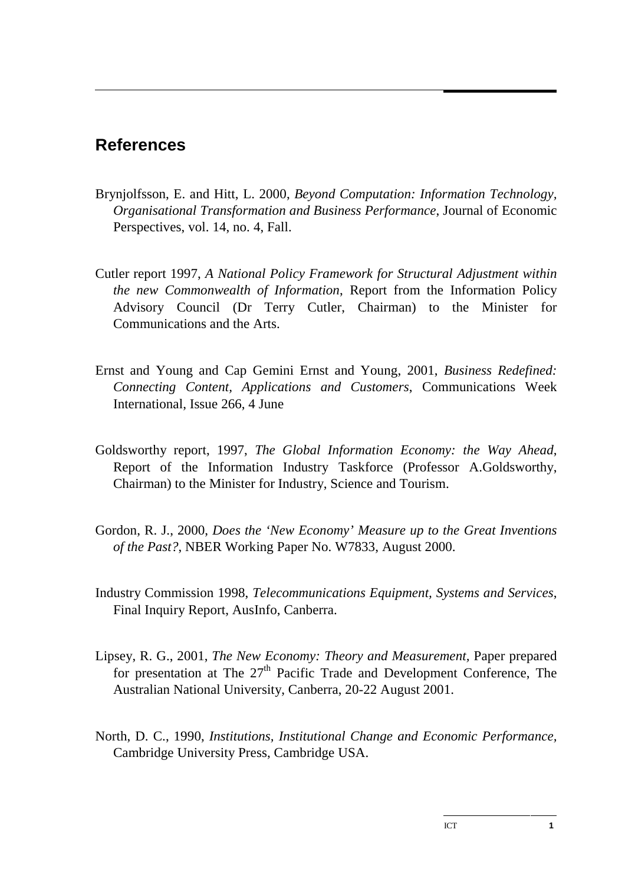## References

Brynjolfsson, E. and Hitt, L. 2000, *Beyond Computation: Information Technology, Organisational Transformation and Business Performance*, Journal of Economic Perspectives, vol. 14, no. 4, Fall.

Cutler report 1997, *A National Policy Framework for Structural Adjustment within the new Commonwealth of Information*, Report from the Information Policy Advisory Council (Dr Terry Cutler, Chairman) to the Minister for Communications and the Arts.

Ernst and Young and Cap Gemini Ernst and Young, 2001, *Business Redefined: Connecting Content, Applications and Customers*, Communications Week International, Issue 266, 4 June

Goldsworthy report, 1997, *The Global Information Economy: the Way Ahead*, Report of the Information Industry Taskforce (Professor A.Goldsworthy, Chairman) to the Minister for Industry, Science and Tourism.

Gordon, R. J., 2000, *Does the 'New Economy' Measure up to the Great Inventions of the Past?*, NBER Working Paper No. W7833, August 2000.

Industry Commission 1998, *Telecommunications Equipment, Systems and Services*, Final Inquiry Report, AusInfo, Canberra.

Lipsey, R. G., 2001, *The New Economy: Theory and Measurement,* Paper prepared for presentation at The 27th Pacific Trade and Development Conference, The Australian National University, Canberra, 20-22 August 2001.

North, D. C., 1990, *Institutions, Institutional Change and Economic Performance,* Cambridge University Press, Cambridge USA.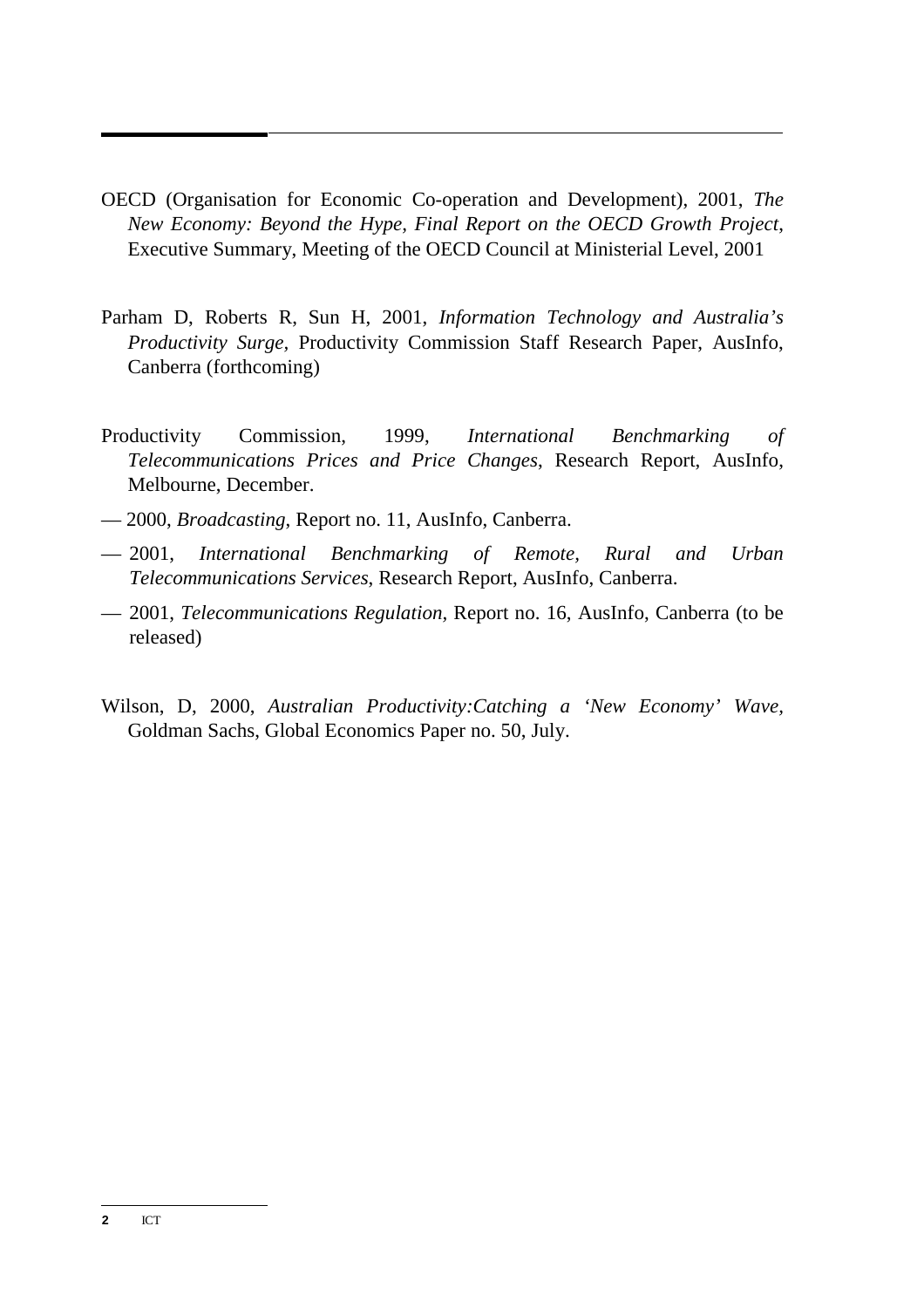OECD (Organisation for Economic Co-operation and Development), 2001, *The New Economy: Beyond the Hype, Final Report on the OECD Growth Project*, Executive Summary, Meeting of the OECD Council at Ministerial Level, 2001

Parham D, Roberts R, Sun H, 2001, *Information Technology and Australia's Productivity Surge,* Productivity Commission Staff Research Paper, AusInfo, Canberra (forthcoming)

Productivity Commission, 1999, *International Benchmarking of Telecommunications Prices and Price Changes*, Research Report, AusInfo, Melbourne, December.

— 2000, *Broadcasting*, Report no. 11, AusInfo, Canberra.

— 2001, *International Benchmarking of Remote, Rural and Urban Telecommunications Services*, Research Report, AusInfo, Canberra.

— 2001, *Telecommunications Regulation*, Report no. 16, AusInfo, Canberra (to be released)

Wilson, D, 2000, *Australian Productivity:Catching a 'New Economy' Wave,* Goldman Sachs, Global Economics Paper no. 50, July.